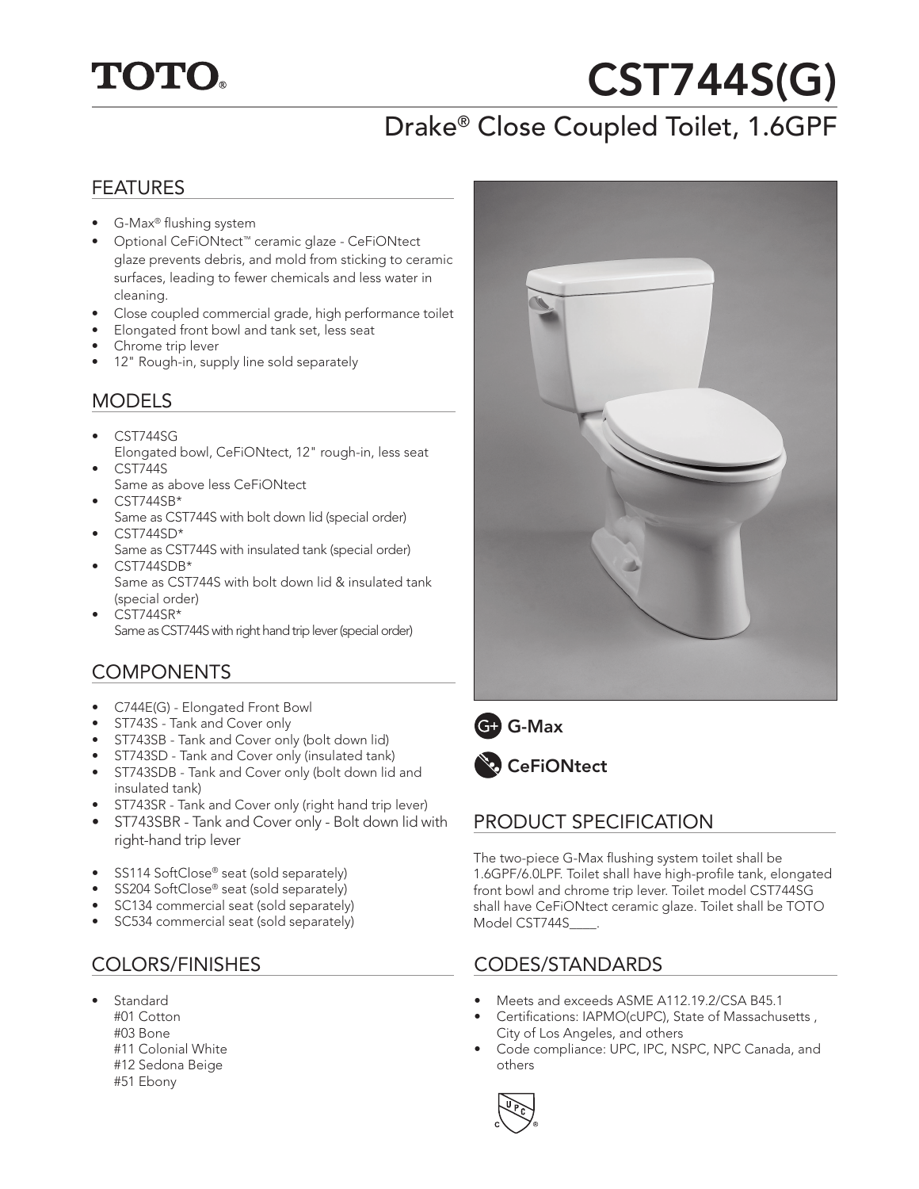TOTO®

# CST744S(G)

## Drake® Close Coupled Toilet, 1.6GPF

## FEATURES

- G-Max® flushing system
- Optional CeFiONtect™ ceramic glaze - CeFiONtect glaze prevents debris, and mold from sticking to ceramic surfaces, leading to fewer chemicals and less water in cleaning.
- Close coupled commercial grade, high performance toilet
- Elongated front bowl and tank set, less seat
- Chrome trip lever
- 12" Rough-in, supply line sold separately

## MODELS

- CST744SG
  Elongated bowl, CeFiONtect, 12" rough-in, less seat
- CST744S
  Same as above less CeFiONtect
- CST744SB*
  Same as CST744S with bolt down lid (special order)
- CST744SD*
  Same as CST744S with insulated tank (special order)
- CST744SDB*
  Same as CST744S with bolt down lid & insulated tank (special order)
- CST744SR*
  Same as CST744S with right hand trip lever (special order)

## COMPONENTS

- C744E(G) - Elongated Front Bowl
- ST743S - Tank and Cover only
- ST743SB - Tank and Cover only (bolt down lid)
- ST743SD - Tank and Cover only (insulated tank)
- ST743SDB - Tank and Cover only (bolt down lid and insulated tank)
- ST743SR - Tank and Cover only (right hand trip lever)
- ST743SBR - Tank and Cover only - Bolt down lid with right-hand trip lever

- SS114 SoftClose® seat (sold separately)
- SS204 SoftClose® seat (sold separately)
- SC134 commercial seat (sold separately)
- SC534 commercial seat (sold separately)

## COLORS/FINISHES

- Standard
  #01 Cotton
  #03 Bone
  #11 Colonial White
  #12 Sedona Beige
  #51 Ebony

G-Max

CeFiONtect

## PRODUCT SPECIFICATION

The two-piece G-Max flushing system toilet shall be 1.6GPF/6.0LPF. Toilet shall have high-profile tank, elongated front bowl and chrome trip lever. Toilet model CST744SG shall have CeFiONtect ceramic glaze. Toilet shall be TOTO Model CST744S____.

## CODES/STANDARDS

- Meets and exceeds ASME A112.19.2/CSA B45.1
- Certifications: IAPMO(cUPC), State of Massachusetts , City of Los Angeles, and others
- Code compliance: UPC, IPC, NSPC, NPC Canada, and others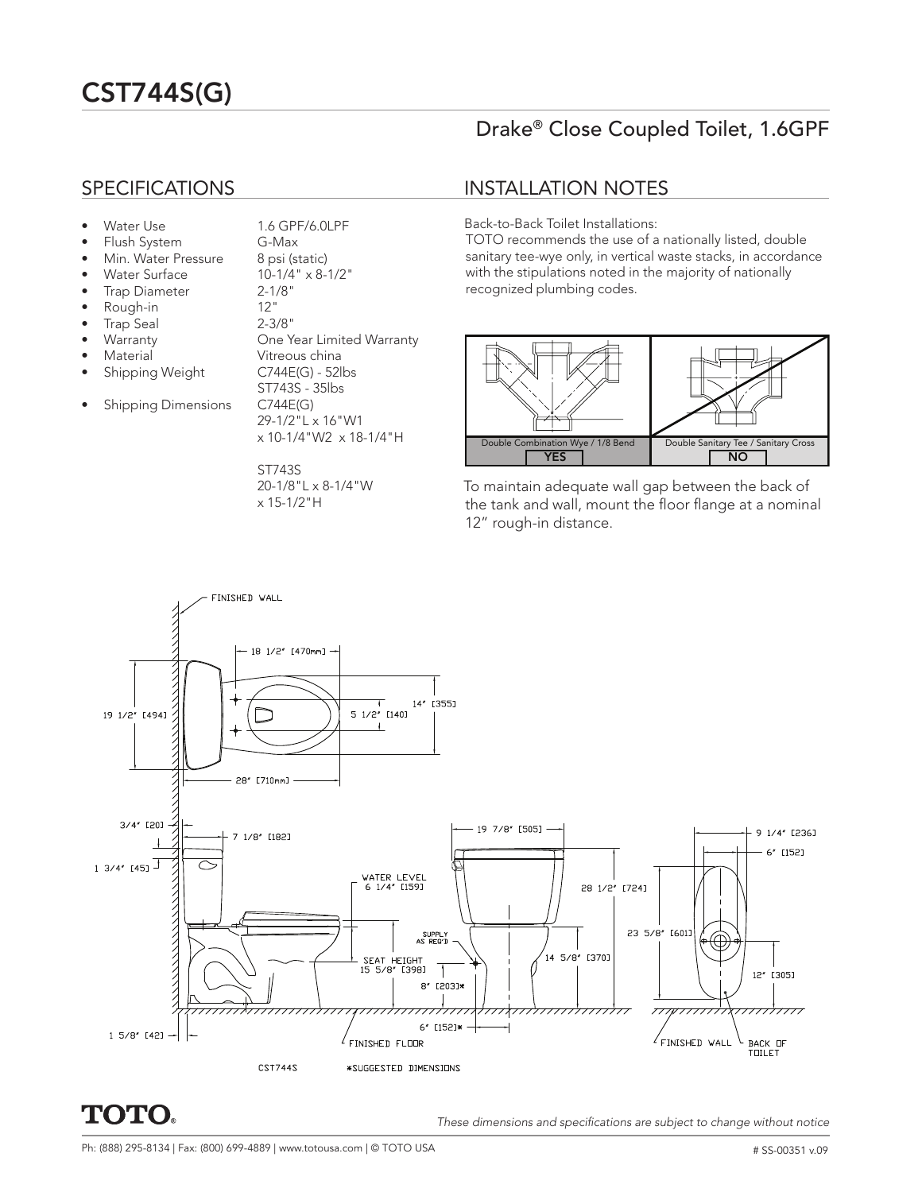# CST744S(G)

## Drake® Close Coupled Toilet, 1.6GPF

## SPECIFICATIONS

| | |
|---|---|
| • Water Use | 1.6 GPF/6.0LPF |
| • Flush System | G-Max |
| • Min. Water Pressure | 8 psi (static) |
| • Water Surface | 10-1/4" x 8-1/2" |
| • Trap Diameter | 2-1/8" |
| • Rough-in | 12" |
| • Trap Seal | 2-3/8" |
| • Warranty | One Year Limited Warranty |
| • Material | Vitreous china |
| • Shipping Weight | C744E(G) - 52lbs<br>ST743S - 35lbs |
| • Shipping Dimensions | C744E(G)<br>29-1/2"L x 16"W1<br>x 10-1/4"W2 x 18-1/4"H<br><br>ST743S<br>20-1/8"L x 8-1/4"W<br>x 15-1/2"H |

## INSTALLATION NOTES

Back-to-Back Toilet Installations:
TOTO recommends the use of a nationally listed, double sanitary tee-wye only, in vertical waste stacks, in accordance with the stipulations noted in the majority of nationally recognized plumbing codes.

Double Combination Wye / 1/8 Bend
**YES**

Double Sanitary Tee / Sanitary Cross
**NO**

To maintain adequate wall gap between the back of the tank and wall, mount the floor flange at a nominal 12" rough-in distance.

FINISHED WALL
18 1/2" [470mm]
14" [355]
19 1/2" [494]
5 1/2" [140]
28" [710mm]
3/4" [20]
7 1/8" [182]
1 3/4" [45]
WATER LEVEL
6 1/4" [159]
SEAT HEIGHT
15 5/8" [398]
19 7/8" [505]
SUPPLY
AS REQ'D
28 1/2" [724]
14 5/8" [370]
8" [203]*
6" [152]*
9 1/4" [236]
6" [152]
23 5/8" [601]
12" [305]
1 5/8" [42]
FINISHED FLOOR
FINISHED WALL
BACK OF TOILET
CST744S
*SUGGESTED DIMENSIONS

TOTO®

*These dimensions and specifications are subject to change without notice*

Ph: (888) 295-8134 | Fax: (800) 699-4889 | www.totousa.com | © TOTO USA

# SS-00351 v.09